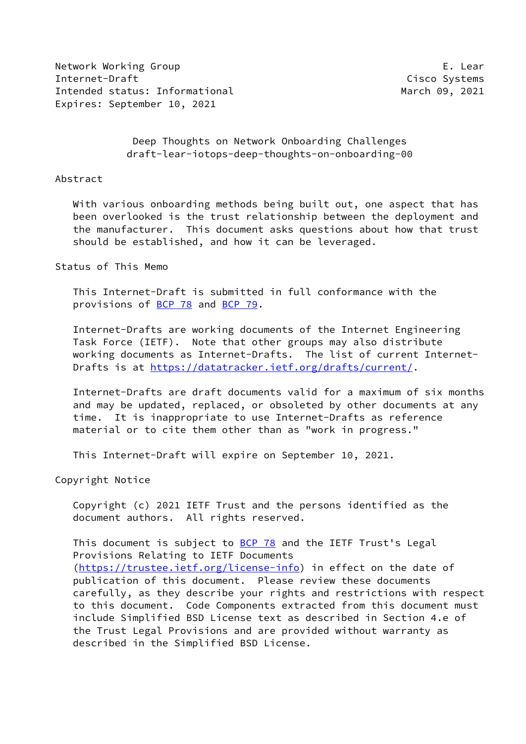Network Working Group E. Lear
Internet-Draft Cisco Systems
Intended status: Informational March 09, 2021
Expires: September 10, 2021

# Deep Thoughts on Network Onboarding Challenges
draft-lear-iotops-deep-thoughts-on-onboarding-00

## Abstract

With various onboarding methods being built out, one aspect that has been overlooked is the trust relationship between the deployment and the manufacturer. This document asks questions about how that trust should be established, and how it can be leveraged.

## Status of This Memo

This Internet-Draft is submitted in full conformance with the provisions of BCP 78 and BCP 79.

Internet-Drafts are working documents of the Internet Engineering Task Force (IETF). Note that other groups may also distribute working documents as Internet-Drafts. The list of current Internet-Drafts is at https://datatracker.ietf.org/drafts/current/.

Internet-Drafts are draft documents valid for a maximum of six months and may be updated, replaced, or obsoleted by other documents at any time. It is inappropriate to use Internet-Drafts as reference material or to cite them other than as "work in progress."

This Internet-Draft will expire on September 10, 2021.

## Copyright Notice

Copyright (c) 2021 IETF Trust and the persons identified as the document authors. All rights reserved.

This document is subject to BCP 78 and the IETF Trust's Legal Provisions Relating to IETF Documents (https://trustee.ietf.org/license-info) in effect on the date of publication of this document. Please review these documents carefully, as they describe your rights and restrictions with respect to this document. Code Components extracted from this document must include Simplified BSD License text as described in Section 4.e of the Trust Legal Provisions and are provided without warranty as described in the Simplified BSD License.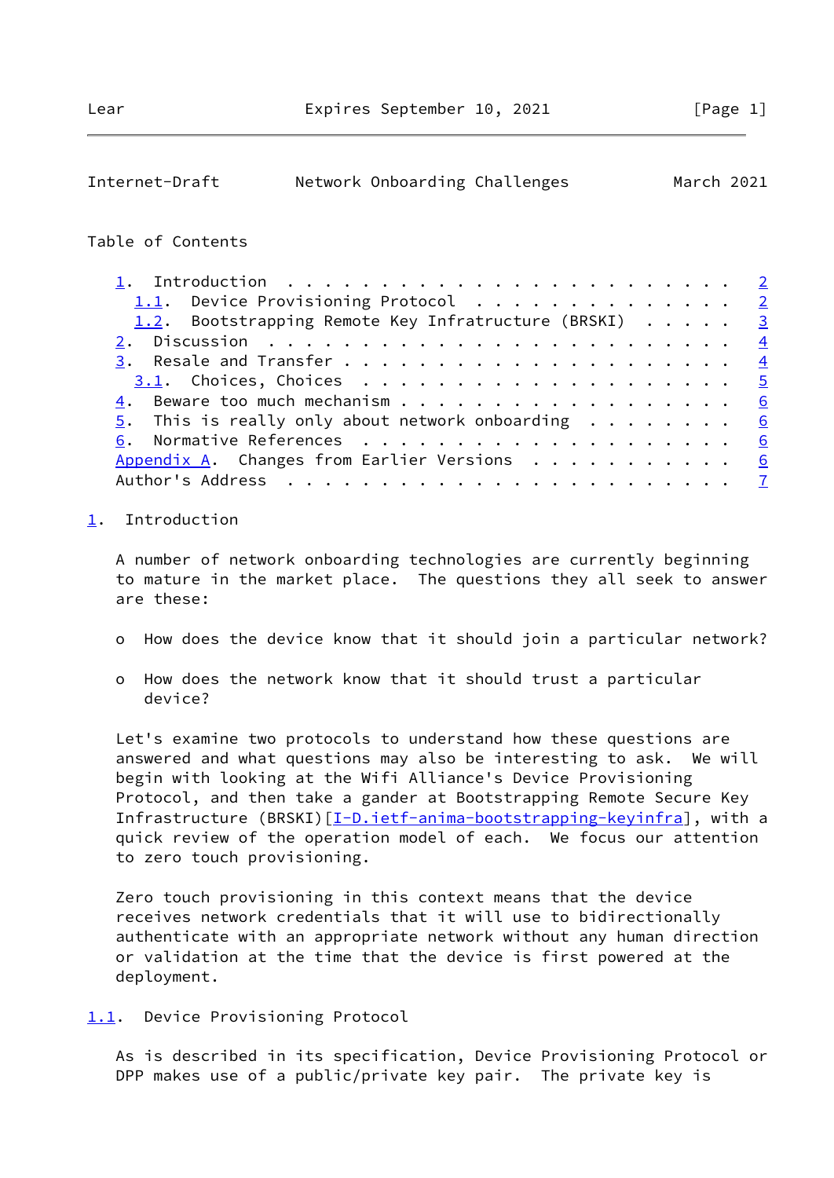## Table of Contents

- 1. Introduction . . . . . . . . . . . . . . . . . . . . . . . . 2
  - 1.1. Device Provisioning Protocol . . . . . . . . . . . . . . 2
  - 1.2. Bootstrapping Remote Key Infratructure (BRSKI) . . . . . 3
- 2. Discussion . . . . . . . . . . . . . . . . . . . . . . . . . 4
- 3. Resale and Transfer . . . . . . . . . . . . . . . . . . . . 4
  - 3.1. Choices, Choices . . . . . . . . . . . . . . . . . . . . 5
- 4. Beware too much mechanism . . . . . . . . . . . . . . . . . 6
- 5. This is really only about network onboarding . . . . . . . . 6
- 6. Normative References . . . . . . . . . . . . . . . . . . . . 6
- Appendix A. Changes from Earlier Versions . . . . . . . . . . . 6
- Author's Address . . . . . . . . . . . . . . . . . . . . . . . . 7

## 1. Introduction

A number of network onboarding technologies are currently beginning to mature in the market place. The questions they all seek to answer are these:

- How does the device know that it should join a particular network?
- How does the network know that it should trust a particular device?

Let's examine two protocols to understand how these questions are answered and what questions may also be interesting to ask. We will begin with looking at the Wifi Alliance's Device Provisioning Protocol, and then take a gander at Bootstrapping Remote Secure Key Infrastructure (BRSKI)[I-D.ietf-anima-bootstrapping-keyinfra], with a quick review of the operation model of each. We focus our attention to zero touch provisioning.

Zero touch provisioning in this context means that the device receives network credentials that it will use to bidirectionally authenticate with an appropriate network without any human direction or validation at the time that the device is first powered at the deployment.

### 1.1. Device Provisioning Protocol

As is described in its specification, Device Provisioning Protocol or DPP makes use of a public/private key pair. The private key is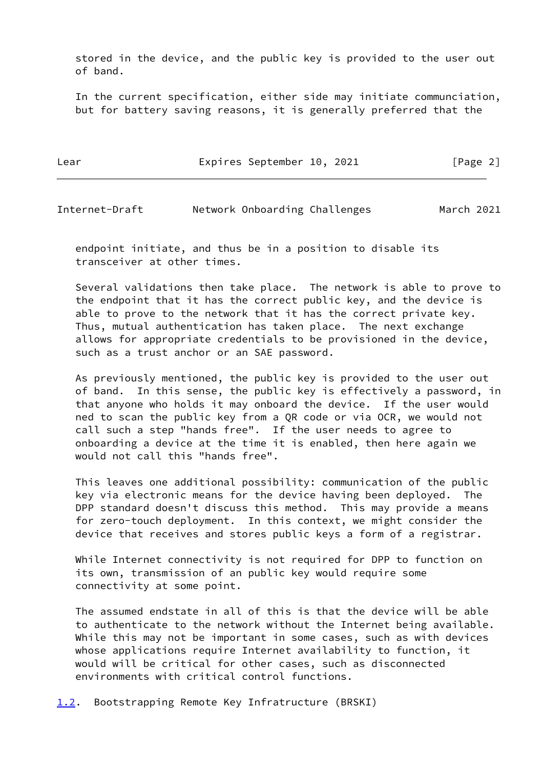stored in the device, and the public key is provided to the user out of band.

In the current specification, either side may initiate communciation, but for battery saving reasons, it is generally preferred that the endpoint initiate, and thus be in a position to disable its transceiver at other times.

Several validations then take place. The network is able to prove to the endpoint that it has the correct public key, and the device is able to prove to the network that it has the correct private key. Thus, mutual authentication has taken place. The next exchange allows for appropriate credentials to be provisioned in the device, such as a trust anchor or an SAE password.

As previously mentioned, the public key is provided to the user out of band. In this sense, the public key is effectively a password, in that anyone who holds it may onboard the device. If the user would ned to scan the public key from a QR code or via OCR, we would not call such a step "hands free". If the user needs to agree to onboarding a device at the time it is enabled, then here again we would not call this "hands free".

This leaves one additional possibility: communication of the public key via electronic means for the device having been deployed. The DPP standard doesn't discuss this method. This may provide a means for zero-touch deployment. In this context, we might consider the device that receives and stores public keys a form of a registrar.

While Internet connectivity is not required for DPP to function on its own, transmission of an public key would require some connectivity at some point.

The assumed endstate in all of this is that the device will be able to authenticate to the network without the Internet being available. While this may not be important in some cases, such as with devices whose applications require Internet availability to function, it would will be critical for other cases, such as disconnected environments with critical control functions.

### 1.2. Bootstrapping Remote Key Infratructure (BRSKI)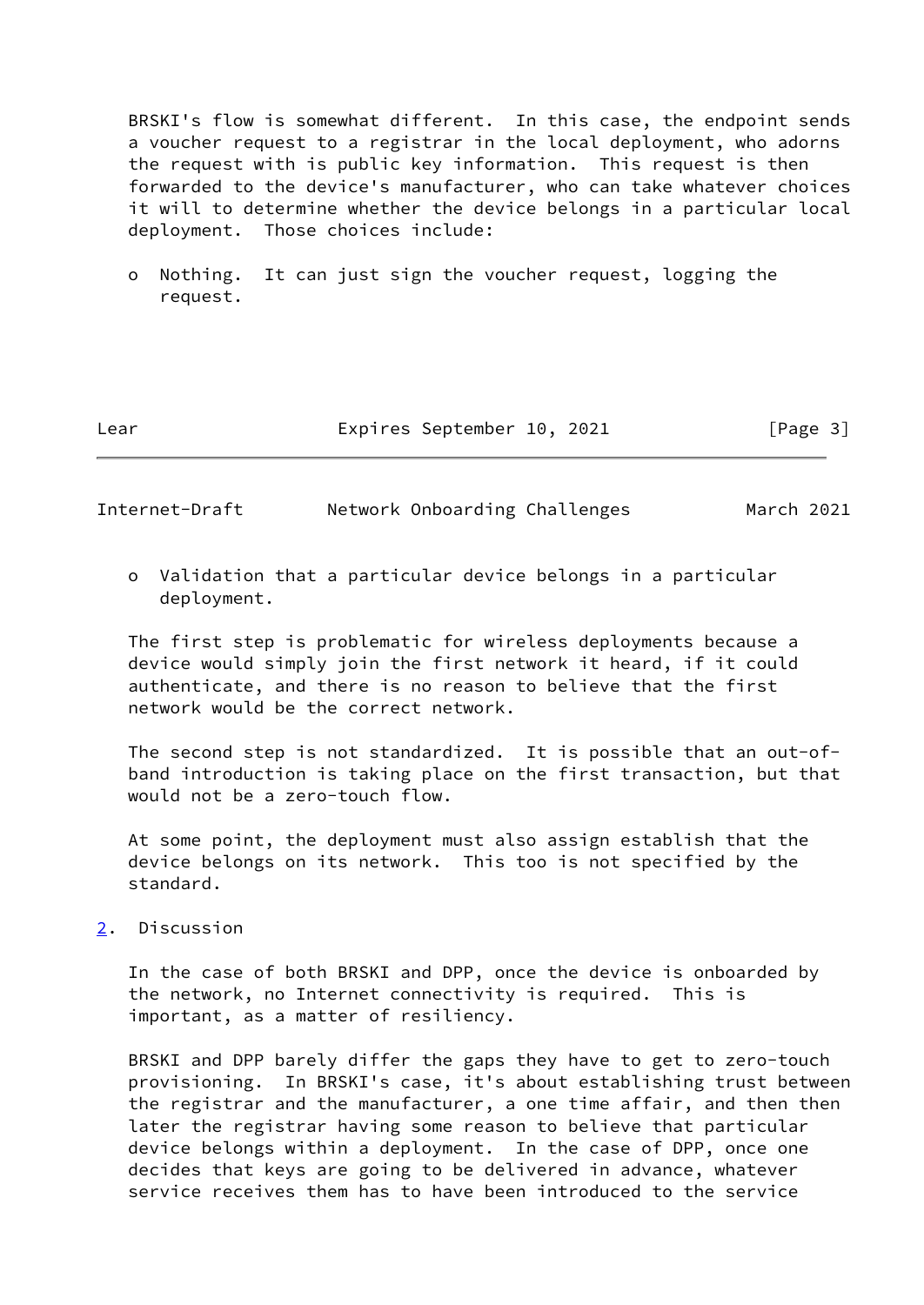BRSKI's flow is somewhat different. In this case, the endpoint sends a voucher request to a registrar in the local deployment, who adorns the request with is public key information. This request is then forwarded to the device's manufacturer, who can take whatever choices it will to determine whether the device belongs in a particular local deployment. Those choices include:

- Nothing. It can just sign the voucher request, logging the request.
- Validation that a particular device belongs in a particular deployment.

The first step is problematic for wireless deployments because a device would simply join the first network it heard, if it could authenticate, and there is no reason to believe that the first network would be the correct network.

The second step is not standardized. It is possible that an out-of-band introduction is taking place on the first transaction, but that would not be a zero-touch flow.

At some point, the deployment must also assign establish that the device belongs on its network. This too is not specified by the standard.

## 2. Discussion

In the case of both BRSKI and DPP, once the device is onboarded by the network, no Internet connectivity is required. This is important, as a matter of resiliency.

BRSKI and DPP barely differ the gaps they have to get to zero-touch provisioning. In BRSKI's case, it's about establishing trust between the registrar and the manufacturer, a one time affair, and then then later the registrar having some reason to believe that particular device belongs within a deployment. In the case of DPP, once one decides that keys are going to be delivered in advance, whatever service receives them has to have been introduced to the service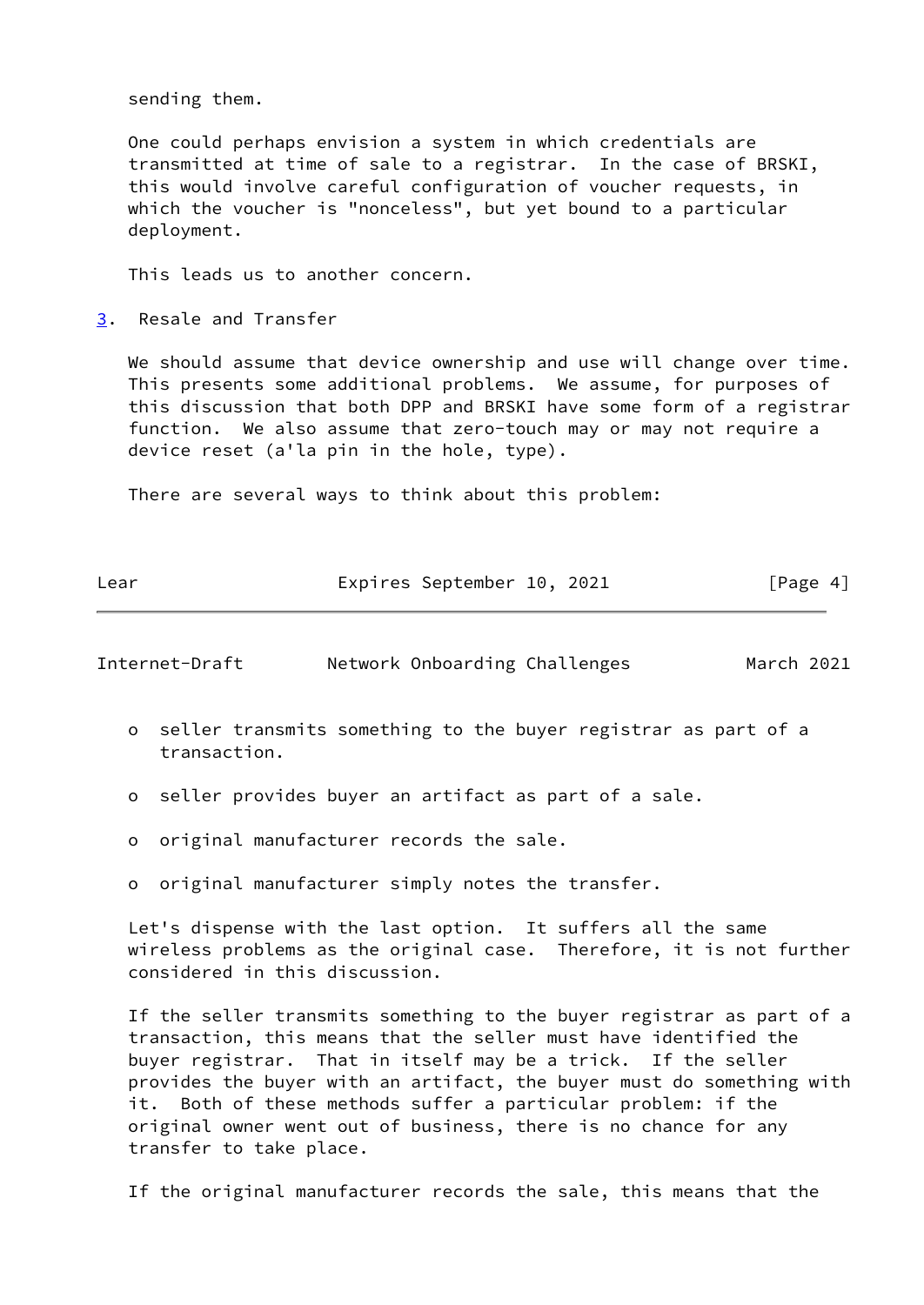sending them.

One could perhaps envision a system in which credentials are transmitted at time of sale to a registrar. In the case of BRSKI, this would involve careful configuration of voucher requests, in which the voucher is "nonceless", but yet bound to a particular deployment.

This leads us to another concern.

## 3. Resale and Transfer

We should assume that device ownership and use will change over time. This presents some additional problems. We assume, for purposes of this discussion that both DPP and BRSKI have some form of a registrar function. We also assume that zero-touch may or may not require a device reset (a'la pin in the hole, type).

There are several ways to think about this problem:

- seller transmits something to the buyer registrar as part of a transaction.
- seller provides buyer an artifact as part of a sale.
- original manufacturer records the sale.
- original manufacturer simply notes the transfer.

Let's dispense with the last option. It suffers all the same wireless problems as the original case. Therefore, it is not further considered in this discussion.

If the seller transmits something to the buyer registrar as part of a transaction, this means that the seller must have identified the buyer registrar. That in itself may be a trick. If the seller provides the buyer with an artifact, the buyer must do something with it. Both of these methods suffer a particular problem: if the original owner went out of business, there is no chance for any transfer to take place.

If the original manufacturer records the sale, this means that the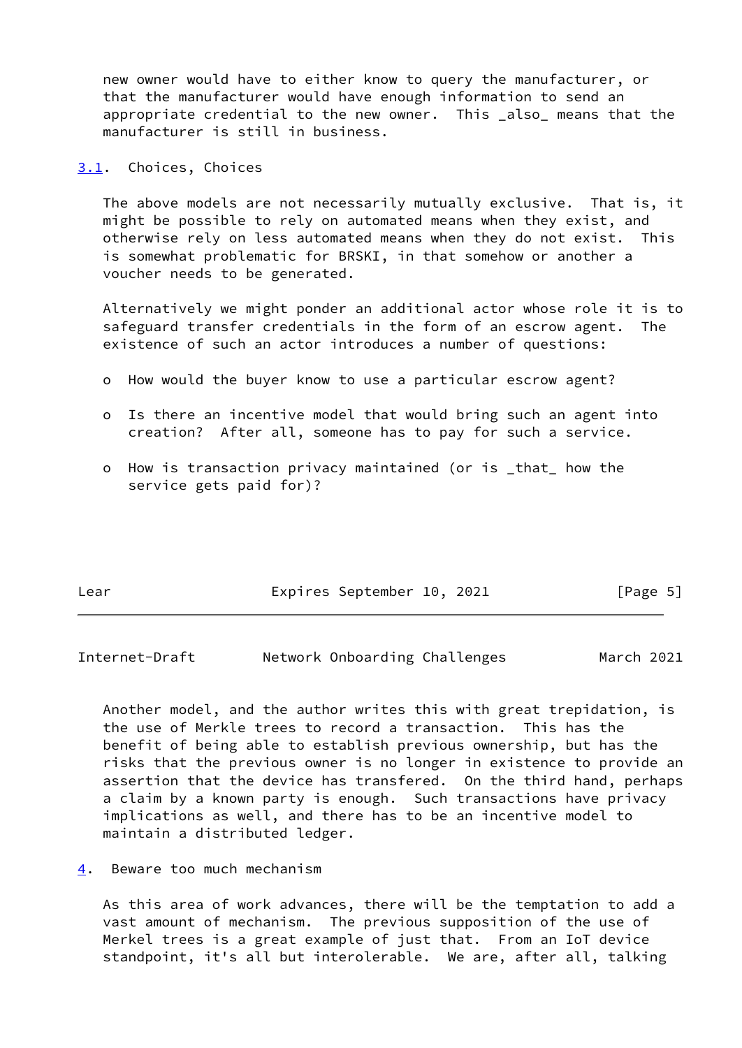new owner would have to either know to query the manufacturer, or that the manufacturer would have enough information to send an appropriate credential to the new owner. This _also_ means that the manufacturer is still in business.

### 3.1. Choices, Choices

The above models are not necessarily mutually exclusive. That is, it might be possible to rely on automated means when they exist, and otherwise rely on less automated means when they do not exist. This is somewhat problematic for BRSKI, in that somehow or another a voucher needs to be generated.

Alternatively we might ponder an additional actor whose role it is to safeguard transfer credentials in the form of an escrow agent. The existence of such an actor introduces a number of questions:

- How would the buyer know to use a particular escrow agent?
- Is there an incentive model that would bring such an agent into creation? After all, someone has to pay for such a service.
- How is transaction privacy maintained (or is _that_ how the service gets paid for)?

Another model, and the author writes this with great trepidation, is the use of Merkle trees to record a transaction. This has the benefit of being able to establish previous ownership, but has the risks that the previous owner is no longer in existence to provide an assertion that the device has transfered. On the third hand, perhaps a claim by a known party is enough. Such transactions have privacy implications as well, and there has to be an incentive model to maintain a distributed ledger.

## 4. Beware too much mechanism

As this area of work advances, there will be the temptation to add a vast amount of mechanism. The previous supposition of the use of Merkel trees is a great example of just that. From an IoT device standpoint, it's all but interolerable. We are, after all, talking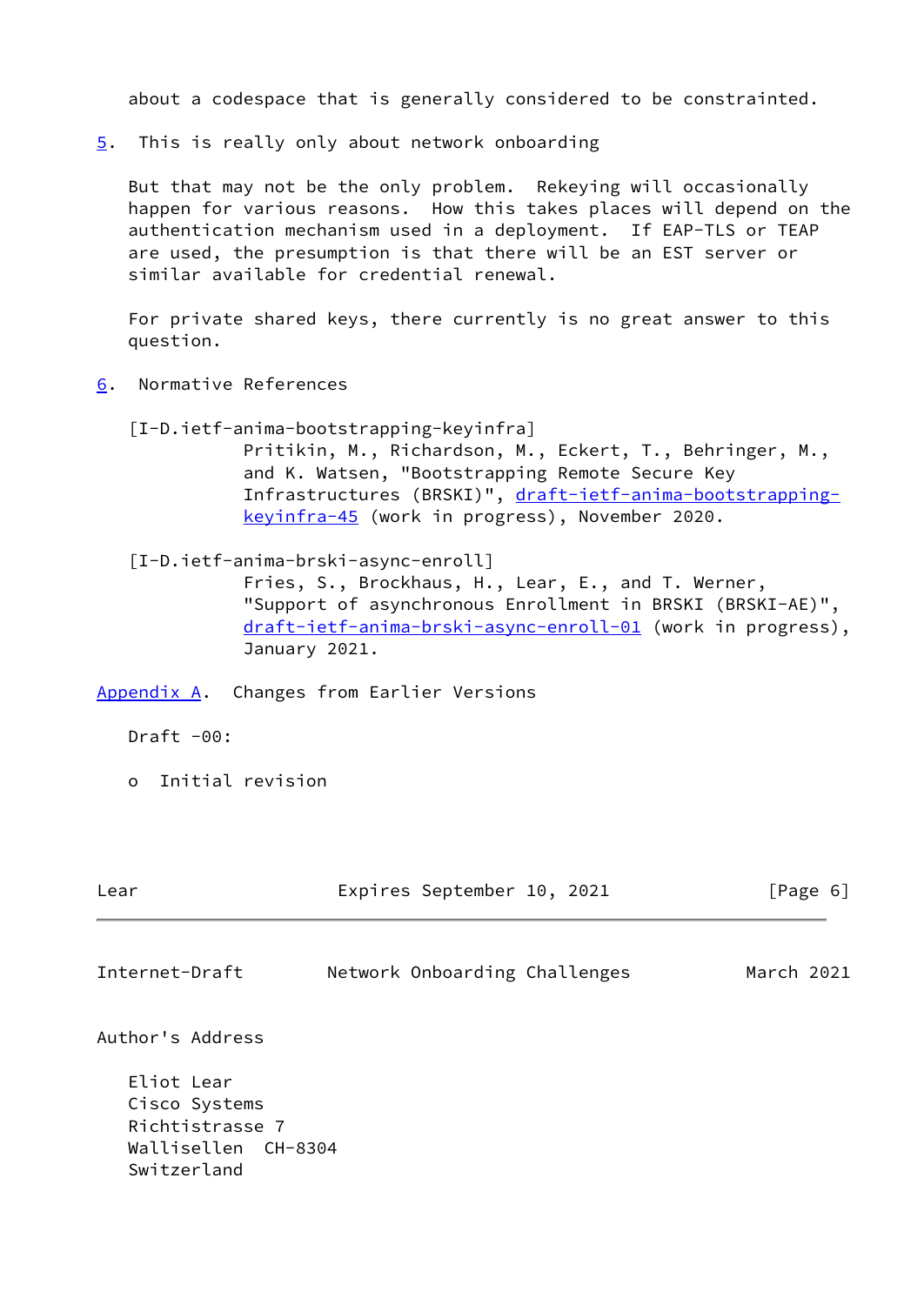about a codespace that is generally considered to be constrained.

## 5. This is really only about network onboarding

But that may not be the only problem. Rekeying will occasionally happen for various reasons. How this takes places will depend on the authentication mechanism used in a deployment. If EAP-TLS or TEAP are used, the presumption is that there will be an EST server or similar available for credential renewal.

For private shared keys, there currently is no great answer to this question.

## 6. Normative References

[I-D.ietf-anima-bootstrapping-keyinfra]
Pritikin, M., Richardson, M., Eckert, T., Behringer, M., and K. Watsen, "Bootstrapping Remote Secure Key Infrastructures (BRSKI)", draft-ietf-anima-bootstrapping-keyinfra-45 (work in progress), November 2020.

[I-D.ietf-anima-brski-async-enroll]
Fries, S., Brockhaus, H., Lear, E., and T. Werner, "Support of asynchronous Enrollment in BRSKI (BRSKI-AE)", draft-ietf-anima-brski-async-enroll-01 (work in progress), January 2021.

## Appendix A. Changes from Earlier Versions

Draft -00:

- Initial revision

## Author's Address

Eliot Lear
Cisco Systems
Richtistrasse 7
Wallisellen CH-8304
Switzerland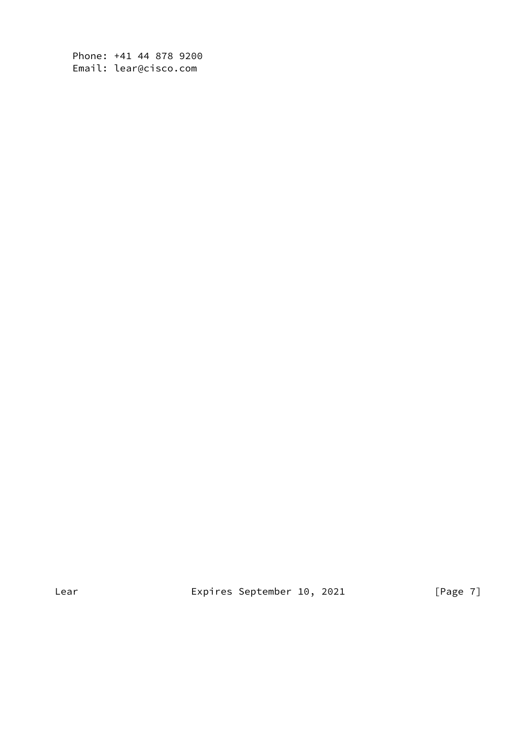Phone: +41 44 878 9200
Email: lear@cisco.com